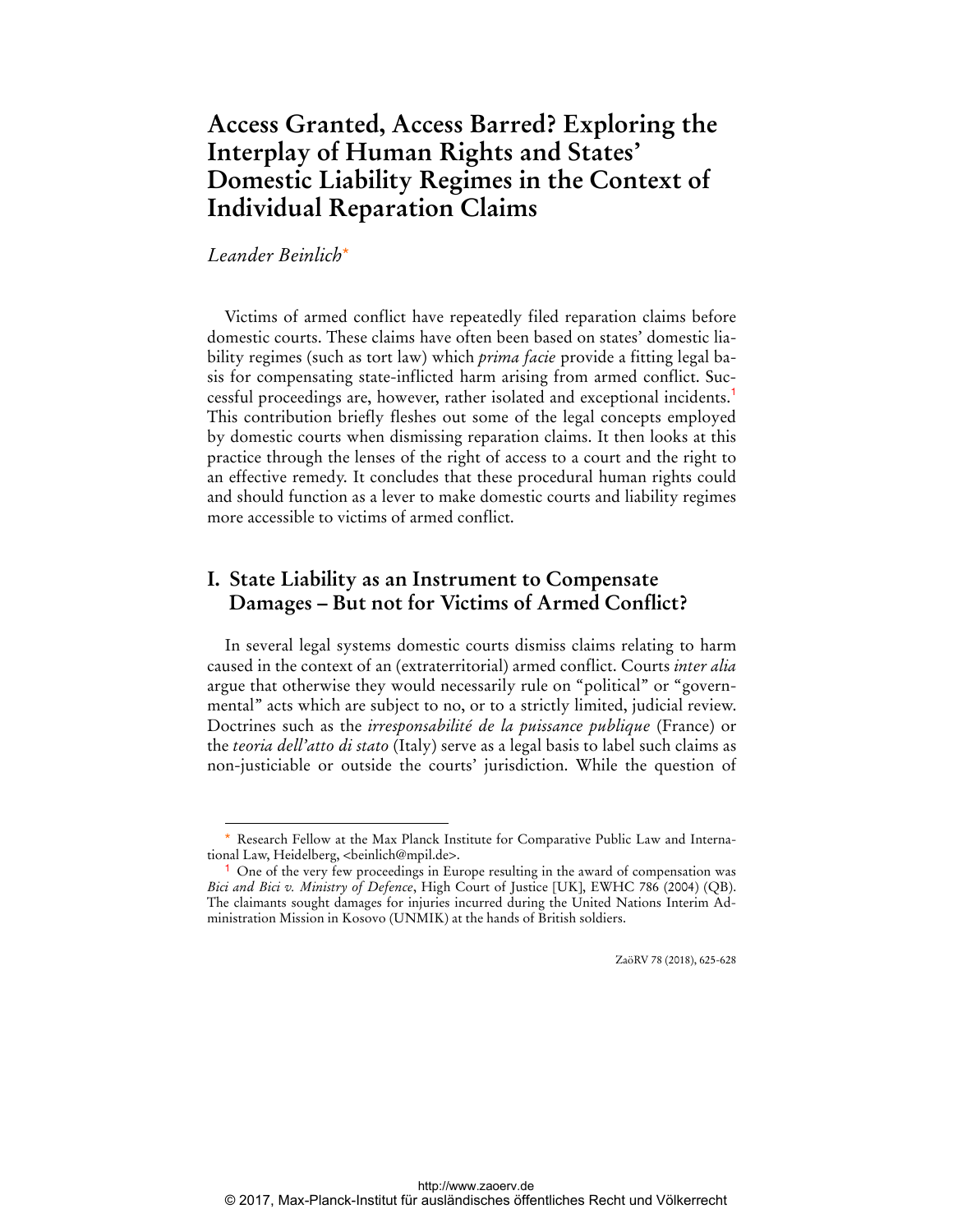# Access Granted, Access Barred? Exploring the Interplay of Human Rights and States' Domestic Liability Regimes in the Context of Individual Reparation Claims

*Leander Beinlich*[*]

Victims of armed conflict have repeatedly filed reparation claims before domestic courts. These claims have often been based on states' domestic liability regimes (such as tort law) which *prima facie* provide a fitting legal basis for compensating state-inflicted harm arising from armed conflict. Successful proceedings are, however, rather isolated and exceptional incidents.[1] This contribution briefly fleshes out some of the legal concepts employed by domestic courts when dismissing reparation claims. It then looks at this practice through the lenses of the right of access to a court and the right to an effective remedy. It concludes that these procedural human rights could and should function as a lever to make domestic courts and liability regimes more accessible to victims of armed conflict.

## I. State Liability as an Instrument to Compensate Damages – But not for Victims of Armed Conflict?

In several legal systems domestic courts dismiss claims relating to harm caused in the context of an (extraterritorial) armed conflict. Courts *inter alia* argue that otherwise they would necessarily rule on "political" or "governmental" acts which are subject to no, or to a strictly limited, judicial review. Doctrines such as the *irresponsabilité de la puissance publique* (France) or the *teoria dell'atto di stato* (Italy) serve as a legal basis to label such claims as non-justiciable or outside the courts' jurisdiction. While the question of

---

[*] Research Fellow at the Max Planck Institute for Comparative Public Law and International Law, Heidelberg, <beinlich@mpil.de>.

[1] One of the very few proceedings in Europe resulting in the award of compensation was *Bici and Bici v. Ministry of Defence*, High Court of Justice [UK], EWHC 786 (2004) (QB). The claimants sought damages for injuries incurred during the United Nations Interim Administration Mission in Kosovo (UNMIK) at the hands of British soldiers.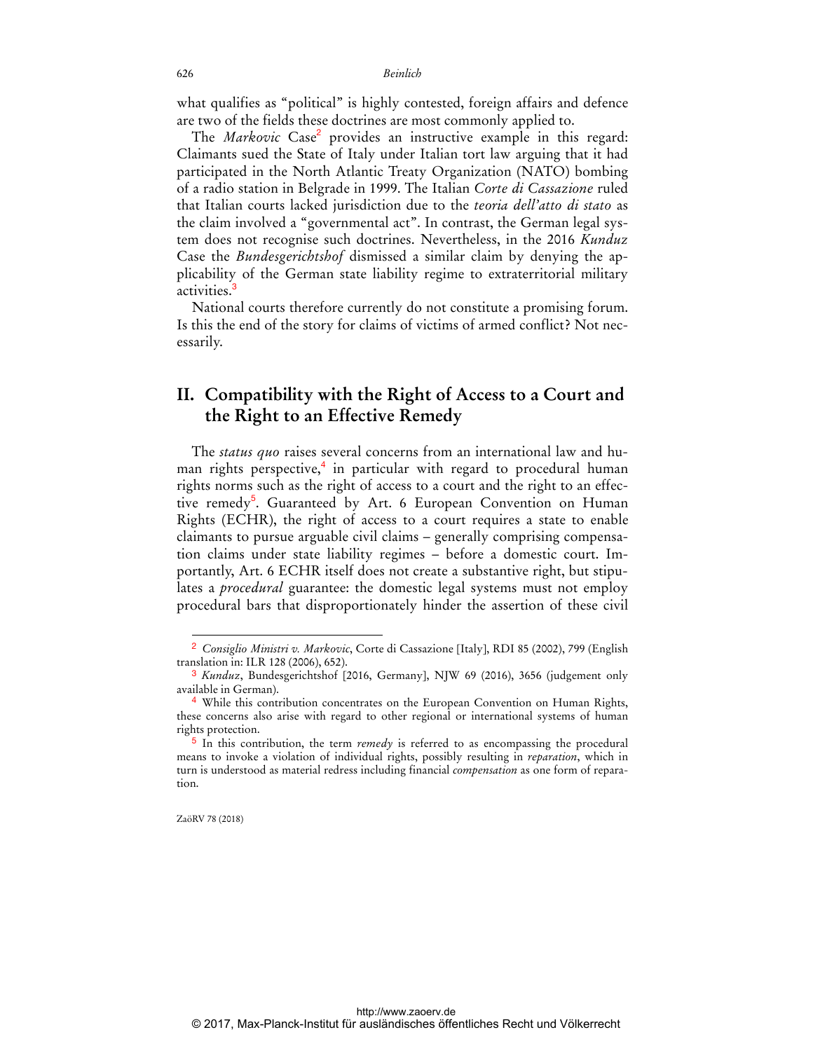what qualifies as "political" is highly contested, foreign affairs and defence are two of the fields these doctrines are most commonly applied to.

The *Markovic* Case[2] provides an instructive example in this regard: Claimants sued the State of Italy under Italian tort law arguing that it had participated in the North Atlantic Treaty Organization (NATO) bombing of a radio station in Belgrade in 1999. The Italian *Corte di Cassazione* ruled that Italian courts lacked jurisdiction due to the *teoria dell'atto di stato* as the claim involved a "governmental act". In contrast, the German legal system does not recognise such doctrines. Nevertheless, in the 2016 *Kunduz* Case the *Bundesgerichtshof* dismissed a similar claim by denying the applicability of the German state liability regime to extraterritorial military activities.[3]

National courts therefore currently do not constitute a promising forum. Is this the end of the story for claims of victims of armed conflict? Not necessarily.

## II. Compatibility with the Right of Access to a Court and the Right to an Effective Remedy

The *status quo* raises several concerns from an international law and human rights perspective,[4] in particular with regard to procedural human rights norms such as the right of access to a court and the right to an effective remedy[5]. Guaranteed by Art. 6 European Convention on Human Rights (ECHR), the right of access to a court requires a state to enable claimants to pursue arguable civil claims – generally comprising compensation claims under state liability regimes – before a domestic court. Importantly, Art. 6 ECHR itself does not create a substantive right, but stipulates a *procedural* guarantee: the domestic legal systems must not employ procedural bars that disproportionately hinder the assertion of these civil

---

[2] *Consiglio Ministri v. Markovic*, Corte di Cassazione [Italy], RDI 85 (2002), 799 (English translation in: ILR 128 (2006), 652).

[3] *Kunduz*, Bundesgerichtshof [2016, Germany], NJW 69 (2016), 3656 (judgement only available in German).

[4] While this contribution concentrates on the European Convention on Human Rights, these concerns also arise with regard to other regional or international systems of human rights protection.

[5] In this contribution, the term *remedy* is referred to as encompassing the procedural means to invoke a violation of individual rights, possibly resulting in *reparation*, which in turn is understood as material redress including financial *compensation* as one form of reparation.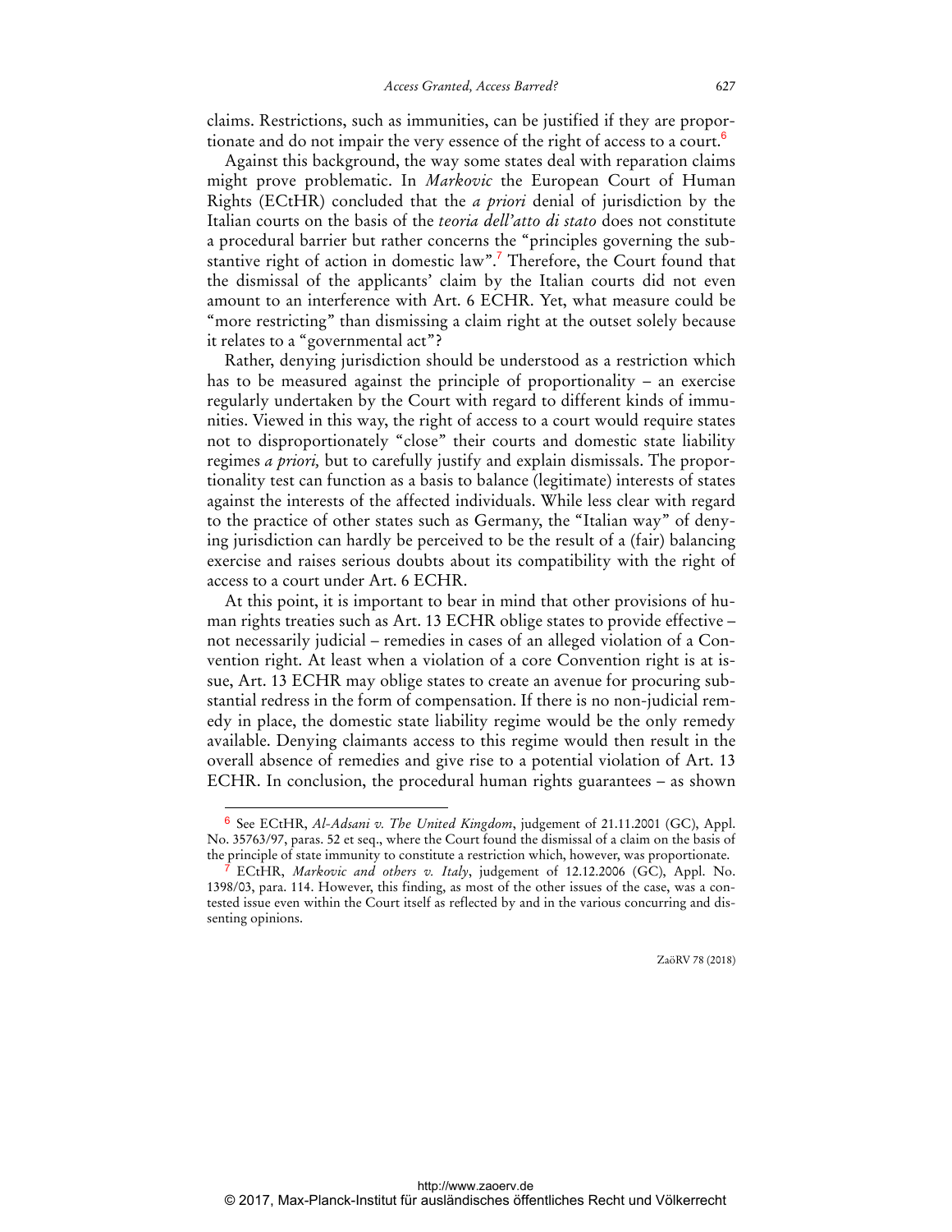claims. Restrictions, such as immunities, can be justified if they are proportionate and do not impair the very essence of the right of access to a court.[6]

Against this background, the way some states deal with reparation claims might prove problematic. In *Markovic* the European Court of Human Rights (ECtHR) concluded that the *a priori* denial of jurisdiction by the Italian courts on the basis of the *teoria dell'atto di stato* does not constitute a procedural barrier but rather concerns the "principles governing the substantive right of action in domestic law".[7] Therefore, the Court found that the dismissal of the applicants' claim by the Italian courts did not even amount to an interference with Art. 6 ECHR. Yet, what measure could be "more restricting" than dismissing a claim right at the outset solely because it relates to a "governmental act"?

Rather, denying jurisdiction should be understood as a restriction which has to be measured against the principle of proportionality – an exercise regularly undertaken by the Court with regard to different kinds of immunities. Viewed in this way, the right of access to a court would require states not to disproportionately "close" their courts and domestic state liability regimes *a priori,* but to carefully justify and explain dismissals. The proportionality test can function as a basis to balance (legitimate) interests of states against the interests of the affected individuals. While less clear with regard to the practice of other states such as Germany, the "Italian way" of denying jurisdiction can hardly be perceived to be the result of a (fair) balancing exercise and raises serious doubts about its compatibility with the right of access to a court under Art. 6 ECHR.

At this point, it is important to bear in mind that other provisions of human rights treaties such as Art. 13 ECHR oblige states to provide effective – not necessarily judicial – remedies in cases of an alleged violation of a Convention right. At least when a violation of a core Convention right is at issue, Art. 13 ECHR may oblige states to create an avenue for procuring substantial redress in the form of compensation. If there is no non-judicial remedy in place, the domestic state liability regime would be the only remedy available. Denying claimants access to this regime would then result in the overall absence of remedies and give rise to a potential violation of Art. 13 ECHR. In conclusion, the procedural human rights guarantees – as shown

---

[6] See ECtHR, *Al-Adsani v. The United Kingdom*, judgement of 21.11.2001 (GC), Appl. No. 35763/97, paras. 52 et seq., where the Court found the dismissal of a claim on the basis of the principle of state immunity to constitute a restriction which, however, was proportionate.

[7] ECtHR, *Markovic and others v. Italy*, judgement of 12.12.2006 (GC), Appl. No. 1398/03, para. 114. However, this finding, as most of the other issues of the case, was a contested issue even within the Court itself as reflected by and in the various concurring and dissenting opinions.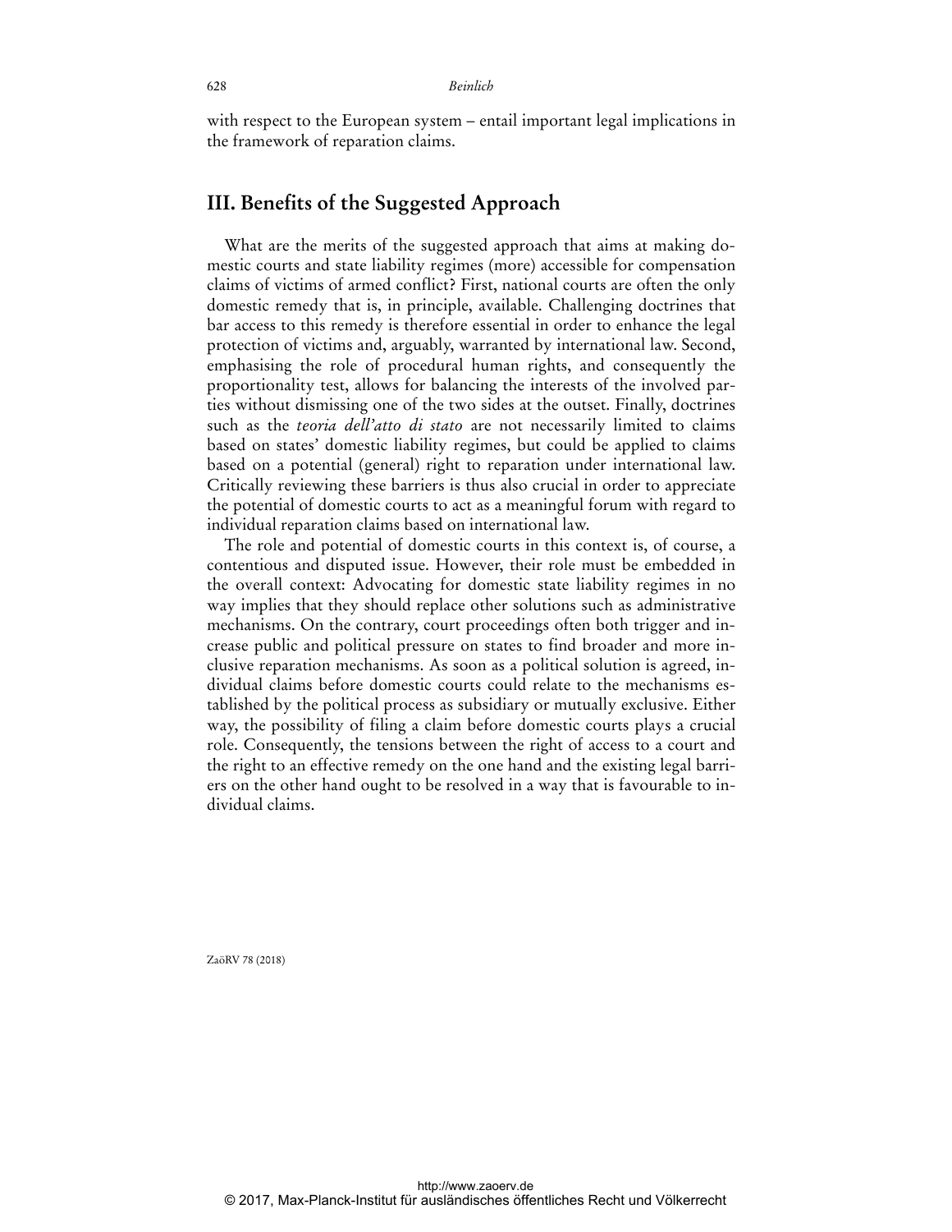with respect to the European system – entail important legal implications in the framework of reparation claims.

## III. Benefits of the Suggested Approach

What are the merits of the suggested approach that aims at making domestic courts and state liability regimes (more) accessible for compensation claims of victims of armed conflict? First, national courts are often the only domestic remedy that is, in principle, available. Challenging doctrines that bar access to this remedy is therefore essential in order to enhance the legal protection of victims and, arguably, warranted by international law. Second, emphasising the role of procedural human rights, and consequently the proportionality test, allows for balancing the interests of the involved parties without dismissing one of the two sides at the outset. Finally, doctrines such as the *teoria dell'atto di stato* are not necessarily limited to claims based on states' domestic liability regimes, but could be applied to claims based on a potential (general) right to reparation under international law. Critically reviewing these barriers is thus also crucial in order to appreciate the potential of domestic courts to act as a meaningful forum with regard to individual reparation claims based on international law.

The role and potential of domestic courts in this context is, of course, a contentious and disputed issue. However, their role must be embedded in the overall context: Advocating for domestic state liability regimes in no way implies that they should replace other solutions such as administrative mechanisms. On the contrary, court proceedings often both trigger and increase public and political pressure on states to find broader and more inclusive reparation mechanisms. As soon as a political solution is agreed, individual claims before domestic courts could relate to the mechanisms established by the political process as subsidiary or mutually exclusive. Either way, the possibility of filing a claim before domestic courts plays a crucial role. Consequently, the tensions between the right of access to a court and the right to an effective remedy on the one hand and the existing legal barriers on the other hand ought to be resolved in a way that is favourable to individual claims.